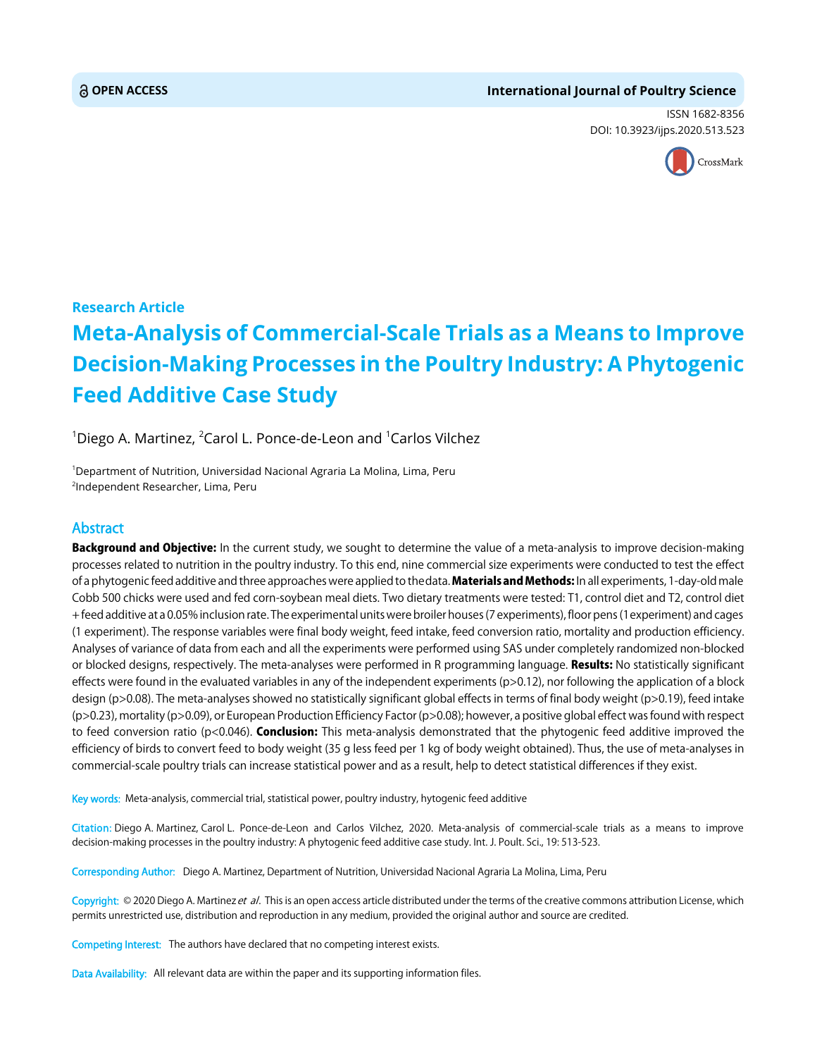OPEN ACCESS

International Journal of Poultry Science

ISSN 1682-8356
DOI: 10.3923/ijps.2020.513.523

**Research Article**

# Meta-Analysis of Commercial-Scale Trials as a Means to Improve Decision-Making Processes in the Poultry Industry: A Phytogenic Feed Additive Case Study

[1]Diego A. Martinez, [2]Carol L. Ponce-de-Leon and [1]Carlos Vilchez

[1]Department of Nutrition, Universidad Nacional Agraria La Molina, Lima, Peru
[2]Independent Researcher, Lima, Peru

## Abstract

**Background and Objective:** In the current study, we sought to determine the value of a meta-analysis to improve decision-making processes related to nutrition in the poultry industry. To this end, nine commercial size experiments were conducted to test the effect of a phytogenic feed additive and three approaches were applied to the data. **Materials and Methods:** In all experiments, 1-day-old male Cobb 500 chicks were used and fed corn-soybean meal diets. Two dietary treatments were tested: T1, control diet and T2, control diet + feed additive at a 0.05% inclusion rate. The experimental units were broiler houses (7 experiments), floor pens (1 experiment) and cages (1 experiment). The response variables were final body weight, feed intake, feed conversion ratio, mortality and production efficiency. Analyses of variance of data from each and all the experiments were performed using SAS under completely randomized non-blocked or blocked designs, respectively. The meta-analyses were performed in R programming language. **Results:** No statistically significant effects were found in the evaluated variables in any of the independent experiments ($p>0.12$), nor following the application of a block design ($p>0.08$). The meta-analyses showed no statistically significant global effects in terms of final body weight ($p>0.19$), feed intake ($p>0.23$), mortality ($p>0.09$), or European Production Efficiency Factor ($p>0.08$); however, a positive global effect was found with respect to feed conversion ratio ($p<0.046$). **Conclusion:** This meta-analysis demonstrated that the phytogenic feed additive improved the efficiency of birds to convert feed to body weight (35 g less feed per 1 kg of body weight obtained). Thus, the use of meta-analyses in commercial-scale poultry trials can increase statistical power and as a result, help to detect statistical differences if they exist.

Key words: Meta-analysis, commercial trial, statistical power, poultry industry, hytogenic feed additive

Citation: Diego A. Martinez, Carol L. Ponce-de-Leon and Carlos Vilchez, 2020. Meta-analysis of commercial-scale trials as a means to improve decision-making processes in the poultry industry: A phytogenic feed additive case study. Int. J. Poult. Sci., 19: 513-523.

Corresponding Author: Diego A. Martinez, Department of Nutrition, Universidad Nacional Agraria La Molina, Lima, Peru

Copyright: © 2020 Diego A. Martinez *et al*. This is an open access article distributed under the terms of the creative commons attribution License, which permits unrestricted use, distribution and reproduction in any medium, provided the original author and source are credited.

Competing Interest: The authors have declared that no competing interest exists.

Data Availability: All relevant data are within the paper and its supporting information files.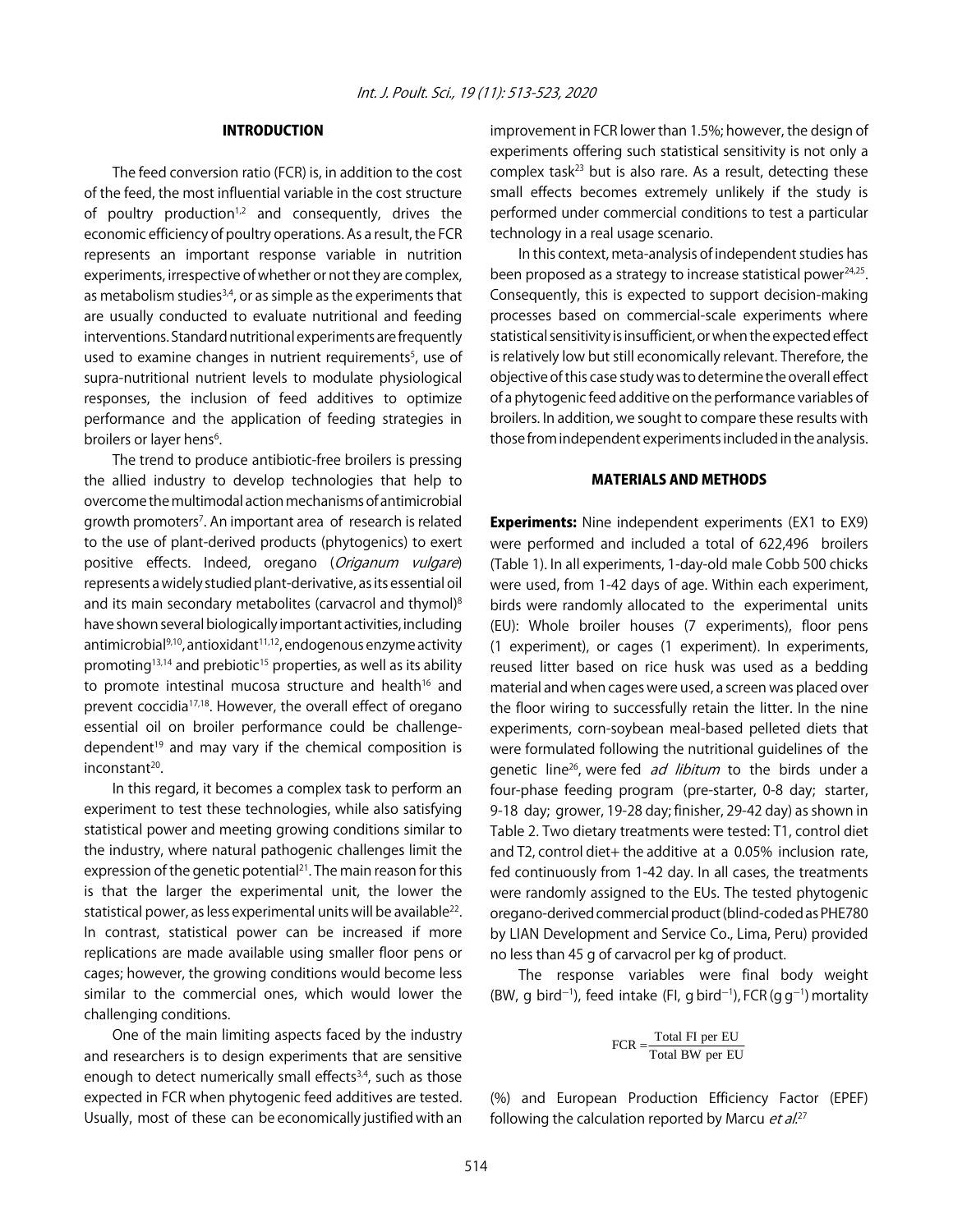## INTRODUCTION

The feed conversion ratio (FCR) is, in addition to the cost of the feed, the most influential variable in the cost structure of poultry production[1,2] and consequently, drives the economic efficiency of poultry operations. As a result, the FCR represents an important response variable in nutrition experiments, irrespective of whether or not they are complex, as metabolism studies[3,4], or as simple as the experiments that are usually conducted to evaluate nutritional and feeding interventions. Standard nutritional experiments are frequently used to examine changes in nutrient requirements[5], use of supra-nutritional nutrient levels to modulate physiological responses, the inclusion of feed additives to optimize performance and the application of feeding strategies in broilers or layer hens[6].

The trend to produce antibiotic-free broilers is pressing the allied industry to develop technologies that help to overcome the multimodal action mechanisms of antimicrobial growth promoters[7]. An important area of research is related to the use of plant-derived products (phytogenics) to exert positive effects. Indeed, oregano (*Origanum vulgare*) represents a widely studied plant-derivative, as its essential oil and its main secondary metabolites (carvacrol and thymol)[8] have shown several biologically important activities, including antimicrobial[9,10], antioxidant[11,12], endogenous enzyme activity promoting[13,14] and prebiotic[15] properties, as well as its ability to promote intestinal mucosa structure and health[16] and prevent coccidia[17,18]. However, the overall effect of oregano essential oil on broiler performance could be challenge-dependent[19] and may vary if the chemical composition is inconstant[20].

In this regard, it becomes a complex task to perform an experiment to test these technologies, while also satisfying statistical power and meeting growing conditions similar to the industry, where natural pathogenic challenges limit the expression of the genetic potential[21]. The main reason for this is that the larger the experimental unit, the lower the statistical power, as less experimental units will be available[22]. In contrast, statistical power can be increased if more replications are made available using smaller floor pens or cages; however, the growing conditions would become less similar to the commercial ones, which would lower the challenging conditions.

One of the main limiting aspects faced by the industry and researchers is to design experiments that are sensitive enough to detect numerically small effects[3,4], such as those expected in FCR when phytogenic feed additives are tested. Usually, most of these can be economically justified with an improvement in FCR lower than 1.5%; however, the design of experiments offering such statistical sensitivity is not only a complex task[23] but is also rare. As a result, detecting these small effects becomes extremely unlikely if the study is performed under commercial conditions to test a particular technology in a real usage scenario.

In this context, meta-analysis of independent studies has been proposed as a strategy to increase statistical power[24,25]. Consequently, this is expected to support decision-making processes based on commercial-scale experiments where statistical sensitivity is insufficient, or when the expected effect is relatively low but still economically relevant. Therefore, the objective of this case study was to determine the overall effect of a phytogenic feed additive on the performance variables of broilers. In addition, we sought to compare these results with those from independent experiments included in the analysis.

## MATERIALS AND METHODS

**Experiments:** Nine independent experiments (EX1 to EX9) were performed and included a total of 622,496 broilers (Table 1). In all experiments, 1-day-old male Cobb 500 chicks were used, from 1-42 days of age. Within each experiment, birds were randomly allocated to the experimental units (EU): Whole broiler houses (7 experiments), floor pens (1 experiment), or cages (1 experiment). In experiments, reused litter based on rice husk was used as a bedding material and when cages were used, a screen was placed over the floor wiring to successfully retain the litter. In the nine experiments, corn-soybean meal-based pelleted diets that were formulated following the nutritional guidelines of the genetic line[26], were fed *ad libitum* to the birds under a four-phase feeding program (pre-starter, 0-8 day; starter, 9-18 day; grower, 19-28 day; finisher, 29-42 day) as shown in Table 2. Two dietary treatments were tested: T1, control diet and T2, control diet+ the additive at a 0.05% inclusion rate, fed continuously from 1-42 day. In all cases, the treatments were randomly assigned to the EUs. The tested phytogenic oregano-derived commercial product (blind-coded as PHE780 by LIAN Development and Service Co., Lima, Peru) provided no less than 45 g of carvacrol per kg of product.

The response variables were final body weight (BW, g bird$^{-1}$), feed intake (FI, g bird$^{-1}$), FCR (g g$^{-1}$) mortality

$$\text{FCR} = \frac{\text{Total FI per EU}}{\text{Total BW per EU}}$$

(%) and European Production Efficiency Factor (EPEF) following the calculation reported by Marcu *et al.*[27]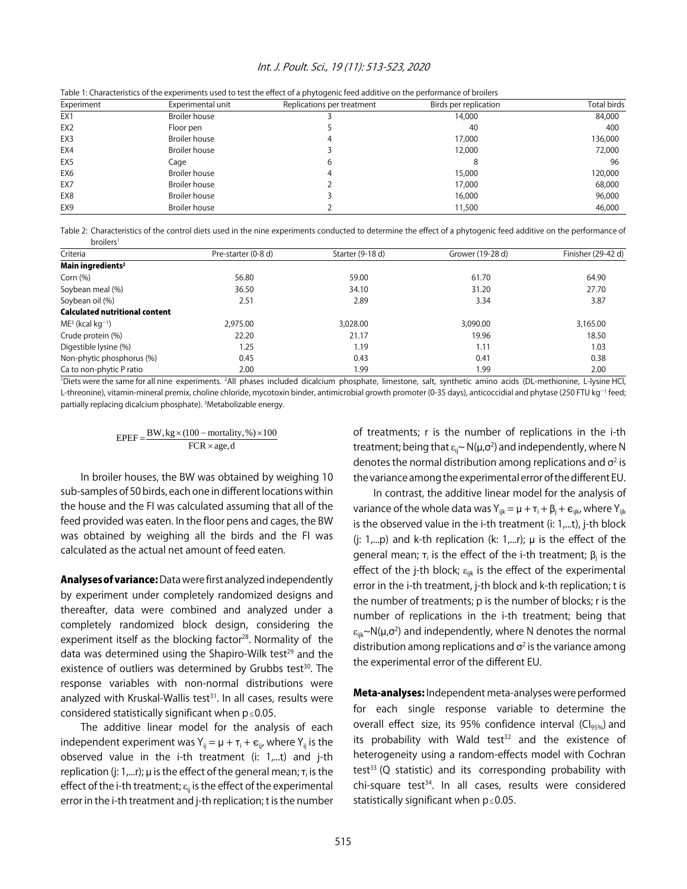Table 1: Characteristics of the experiments used to test the effect of a phytogenic feed additive on the performance of broilers

| Experiment | Experimental unit | Replications per treatment | Birds per replication | Total birds |
|---|---|---|---|---|
| EX1 | Broiler house | 3 | 14,000 | 84,000 |
| EX2 | Floor pen | 5 | 40 | 400 |
| EX3 | Broiler house | 4 | 17,000 | 136,000 |
| EX4 | Broiler house | 3 | 12,000 | 72,000 |
| EX5 | Cage | 6 | 8 | 96 |
| EX6 | Broiler house | 4 | 15,000 | 120,000 |
| EX7 | Broiler house | 2 | 17,000 | 68,000 |
| EX8 | Broiler house | 3 | 16,000 | 96,000 |
| EX9 | Broiler house | 2 | 11,500 | 46,000 |

Table 2: Characteristics of the control diets used in the nine experiments conducted to determine the effect of a phytogenic feed additive on the performance of broilers[1]

| Criteria | Pre-starter (0-8 d) | Starter (9-18 d) | Grower (19-28 d) | Finisher (29-42 d) |
|---|---|---|---|---|
| **Main ingredients[2]** | | | | |
| Corn (%) | 56.80 | 59.00 | 61.70 | 64.90 |
| Soybean meal (%) | 36.50 | 34.10 | 31.20 | 27.70 |
| Soybean oil (%) | 2.51 | 2.89 | 3.34 | 3.87 |
| **Calculated nutritional content** | | | | |
| ME[3] (kcal $kg^{-1}$) | 2,975.00 | 3,028.00 | 3,090.00 | 3,165.00 |
| Crude protein (%) | 22.20 | 21.17 | 19.96 | 18.50 |
| Digestible lysine (%) | 1.25 | 1.19 | 1.11 | 1.03 |
| Non-phytic phosphorus (%) | 0.45 | 0.43 | 0.41 | 0.38 |
| Ca to non-phytic P ratio | 2.00 | 1.99 | 1.99 | 2.00 |

[1]Diets were the same for all nine experiments. [2]All phases included dicalcium phosphate, limestone, salt, synthetic amino acids (DL-methionine, L-lysine HCl, L-threonine), vitamin-mineral premix, choline chloride, mycotoxin binder, antimicrobial growth promoter (0-35 days), anticoccidial and phytase (250 FTU $kg^{-1}$ feed; partially replacing dicalcium phosphate). [3]Metabolizable energy.

$$\text{EPEF} = \frac{\text{BW, kg} \times (100 - \text{mortality, \%}) \times 100}{\text{FCR} \times \text{age, d}}$$

In broiler houses, the BW was obtained by weighing 10 sub-samples of 50 birds, each one in different locations within the house and the FI was calculated assuming that all of the feed provided was eaten. In the floor pens and cages, the BW was obtained by weighing all the birds and the FI was calculated as the actual net amount of feed eaten.

**Analyses of variance:** Data were first analyzed independently by experiment under completely randomized designs and thereafter, data were combined and analyzed under a completely randomized block design, considering the experiment itself as the blocking factor[28]. Normality of the data was determined using the Shapiro-Wilk test[29] and the existence of outliers was determined by Grubbs test[30]. The response variables with non-normal distributions were analyzed with Kruskal-Wallis test[31]. In all cases, results were considered statistically significant when $p \leq 0.05$.

The additive linear model for the analysis of each independent experiment was $Y_{ij} = \mu + \tau_i + \epsilon_{ij}$, where $Y_{ij}$ is the observed value in the i-th treatment (i: 1,...t) and j-th replication (j: 1,...r); $\mu$ is the effect of the general mean; $\tau_i$ is the effect of the i-th treatment; $\epsilon_{ij}$ is the effect of the experimental error in the i-th treatment and j-th replication; t is the number of treatments; r is the number of replications in the i-th treatment; being that $\epsilon_{ij} \sim N(\mu, \sigma^2)$ and independently, where N denotes the normal distribution among replications and $\sigma^2$ is the variance among the experimental error of the different EU.

In contrast, the additive linear model for the analysis of variance of the whole data was $Y_{ijk} = \mu + \tau_i + \beta_j + \epsilon_{ijk}$, where $Y_{ijk}$ is the observed value in the i-th treatment (i: 1,...t), j-th block (j: 1,...p) and k-th replication (k: 1,...r); $\mu$ is the effect of the general mean; $\tau_i$ is the effect of the i-th treatment; $\beta_j$ is the effect of the j-th block; $\epsilon_{ijk}$ is the effect of the experimental error in the i-th treatment, j-th block and k-th replication; t is the number of treatments; p is the number of blocks; r is the number of replications in the i-th treatment; being that $\epsilon_{ijk} \sim N(\mu, \sigma^2)$ and independently, where N denotes the normal distribution among replications and $\sigma^2$ is the variance among the experimental error of the different EU.

**Meta-analyses:** Independent meta-analyses were performed for each single response variable to determine the overall effect size, its 95% confidence interval ($CI_{95\%}$) and its probability with Wald test[32] and the existence of heterogeneity using a random-effects model with Cochran test[33] (Q statistic) and its corresponding probability with chi-square test[34]. In all cases, results were considered statistically significant when $p \leq 0.05$.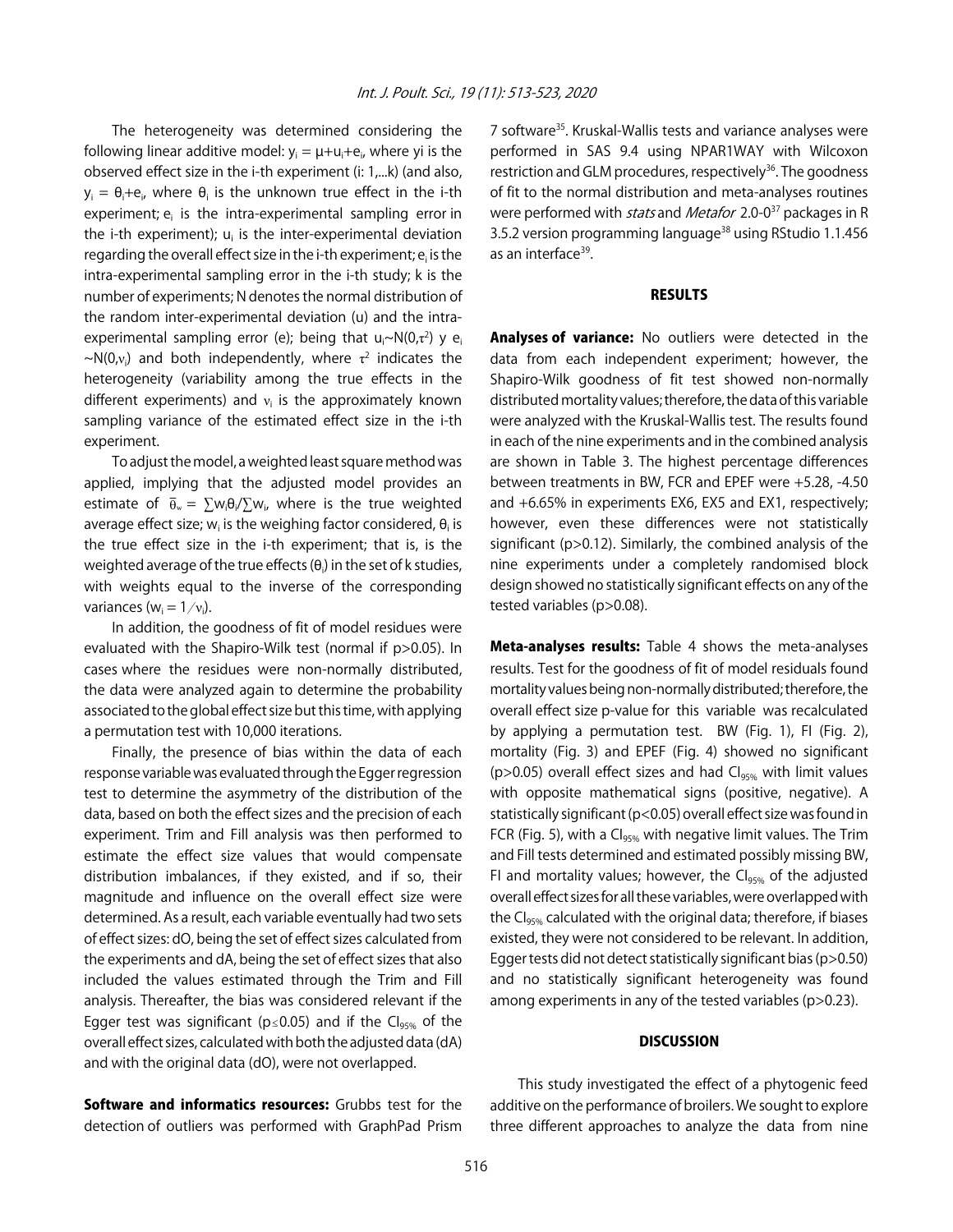The heterogeneity was determined considering the following linear additive model: $y_i = \mu + u_i + e_i$, where yi is the observed effect size in the i-th experiment (i: 1,...k) (and also, $y_i = \theta_i + e_i$, where $\theta_i$ is the unknown true effect in the i-th experiment; $e_i$ is the intra-experimental sampling error in the i-th experiment); $u_i$ is the inter-experimental deviation regarding the overall effect size in the i-th experiment; $e_i$ is the intra-experimental sampling error in the i-th study; k is the number of experiments; N denotes the normal distribution of the random inter-experimental deviation (u) and the intra-experimental sampling error (e); being that $u_i \sim N(0,\tau^2)$ y $e_i \sim N(0,\nu_i)$ and both independently, where $\tau^2$ indicates the heterogeneity (variability among the true effects in the different experiments) and $\nu_i$ is the approximately known sampling variance of the estimated effect size in the i-th experiment.

To adjust the model, a weighted least square method was applied, implying that the adjusted model provides an estimate of $\bar{\theta}_w = \sum w_i \theta_i / \sum w_i$, where is the true weighted average effect size; $w_i$ is the weighing factor considered, $\theta_i$ is the true effect size in the i-th experiment; that is, is the weighted average of the true effects ($\theta_i$) in the set of k studies, with weights equal to the inverse of the corresponding variances ($w_i = 1/\nu_i$).

In addition, the goodness of fit of model residues were evaluated with the Shapiro-Wilk test (normal if $p>0.05$). In cases where the residues were non-normally distributed, the data were analyzed again to determine the probability associated to the global effect size but this time, with applying a permutation test with 10,000 iterations.

Finally, the presence of bias within the data of each response variable was evaluated through the Egger regression test to determine the asymmetry of the distribution of the data, based on both the effect sizes and the precision of each experiment. Trim and Fill analysis was then performed to estimate the effect size values that would compensate distribution imbalances, if they existed, and if so, their magnitude and influence on the overall effect size were determined. As a result, each variable eventually had two sets of effect sizes: dO, being the set of effect sizes calculated from the experiments and dA, being the set of effect sizes that also included the values estimated through the Trim and Fill analysis. Thereafter, the bias was considered relevant if the Egger test was significant ($p \leq 0.05$) and if the $CI_{95\%}$ of the overall effect sizes, calculated with both the adjusted data (dA) and with the original data (dO), were not overlapped.

**Software and informatics resources:** Grubbs test for the detection of outliers was performed with GraphPad Prism 7 software[35]. Kruskal-Wallis tests and variance analyses were performed in SAS 9.4 using NPAR1WAY with Wilcoxon restriction and GLM procedures, respectively[36]. The goodness of fit to the normal distribution and meta-analyses routines were performed with *stats* and *Metafor* 2.0-0[37] packages in R 3.5.2 version programming language[38] using RStudio 1.1.456 as an interface[39].

## RESULTS

**Analyses of variance:** No outliers were detected in the data from each independent experiment; however, the Shapiro-Wilk goodness of fit test showed non-normally distributed mortality values; therefore, the data of this variable were analyzed with the Kruskal-Wallis test. The results found in each of the nine experiments and in the combined analysis are shown in Table 3. The highest percentage differences between treatments in BW, FCR and EPEF were +5.28, -4.50 and +6.65% in experiments EX6, EX5 and EX1, respectively; however, even these differences were not statistically significant ($p>0.12$). Similarly, the combined analysis of the nine experiments under a completely randomised block design showed no statistically significant effects on any of the tested variables ($p>0.08$).

**Meta-analyses results:** Table 4 shows the meta-analyses results. Test for the goodness of fit of model residuals found mortality values being non-normally distributed; therefore, the overall effect size p-value for this variable was recalculated by applying a permutation test. BW (Fig. 1), FI (Fig. 2), mortality (Fig. 3) and EPEF (Fig. 4) showed no significant ($p>0.05$) overall effect sizes and had $CI_{95\%}$ with limit values with opposite mathematical signs (positive, negative). A statistically significant ($p<0.05$) overall effect size was found in FCR (Fig. 5), with a $CI_{95\%}$ with negative limit values. The Trim and Fill tests determined and estimated possibly missing BW, FI and mortality values; however, the $CI_{95\%}$ of the adjusted overall effect sizes for all these variables, were overlapped with the $CI_{95\%}$ calculated with the original data; therefore, if biases existed, they were not considered to be relevant. In addition, Egger tests did not detect statistically significant bias ($p>0.50$) and no statistically significant heterogeneity was found among experiments in any of the tested variables ($p>0.23$).

## DISCUSSION

This study investigated the effect of a phytogenic feed additive on the performance of broilers. We sought to explore three different approaches to analyze the data from nine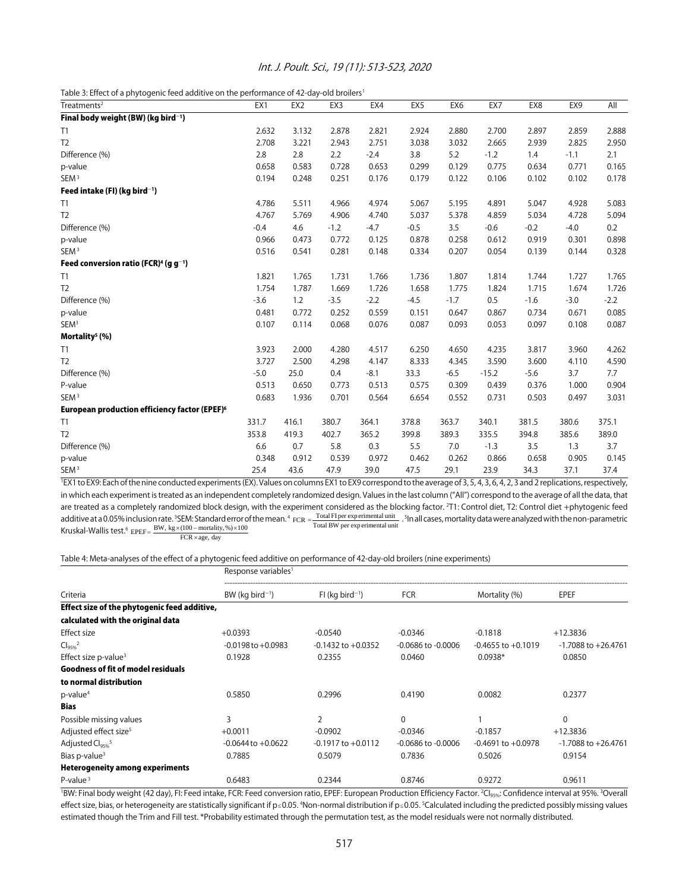Table 3: Effect of a phytogenic feed additive on the performance of 42-day-old broilers[1]

| Treatments[2] | EX1 | EX2 | EX3 | EX4 | EX5 | EX6 | EX7 | EX8 | EX9 | All |
|---|---|---|---|---|---|---|---|---|---|---|
| **Final body weight (BW) (kg bird$^{-1}$)** | | | | | | | | | | |
| T1 | 2.632 | 3.132 | 2.878 | 2.821 | 2.924 | 2.880 | 2.700 | 2.897 | 2.859 | 2.888 |
| T2 | 2.708 | 3.221 | 2.943 | 2.751 | 3.038 | 3.032 | 2.665 | 2.939 | 2.825 | 2.950 |
| Difference (%) | 2.8 | 2.8 | 2.2 | -2.4 | 3.8 | 5.2 | -1.2 | 1.4 | -1.1 | 2.1 |
| p-value | 0.658 | 0.583 | 0.728 | 0.653 | 0.299 | 0.129 | 0.775 | 0.634 | 0.771 | 0.165 |
| SEM[3] | 0.194 | 0.248 | 0.251 | 0.176 | 0.179 | 0.122 | 0.106 | 0.102 | 0.102 | 0.178 |
| **Feed intake (FI) (kg bird$^{-1}$)** | | | | | | | | | | |
| T1 | 4.786 | 5.511 | 4.966 | 4.974 | 5.067 | 5.195 | 4.891 | 5.047 | 4.928 | 5.083 |
| T2 | 4.767 | 5.769 | 4.906 | 4.740 | 5.037 | 5.378 | 4.859 | 5.034 | 4.728 | 5.094 |
| Difference (%) | -0.4 | 4.6 | -1.2 | -4.7 | -0.5 | 3.5 | -0.6 | -0.2 | -4.0 | 0.2 |
| p-value | 0.966 | 0.473 | 0.772 | 0.125 | 0.878 | 0.258 | 0.612 | 0.919 | 0.301 | 0.898 |
| SEM[3] | 0.516 | 0.541 | 0.281 | 0.148 | 0.334 | 0.207 | 0.054 | 0.139 | 0.144 | 0.328 |
| **Feed conversion ratio (FCR)[4] (g g$^{-1}$)** | | | | | | | | | | |
| T1 | 1.821 | 1.765 | 1.731 | 1.766 | 1.736 | 1.807 | 1.814 | 1.744 | 1.727 | 1.765 |
| T2 | 1.754 | 1.787 | 1.669 | 1.726 | 1.658 | 1.775 | 1.824 | 1.715 | 1.674 | 1.726 |
| Difference (%) | -3.6 | 1.2 | -3.5 | -2.2 | -4.5 | -1.7 | 0.5 | -1.6 | -3.0 | -2.2 |
| p-value | 0.481 | 0.772 | 0.252 | 0.559 | 0.151 | 0.647 | 0.867 | 0.734 | 0.671 | 0.085 |
| SEM[3] | 0.107 | 0.114 | 0.068 | 0.076 | 0.087 | 0.093 | 0.053 | 0.097 | 0.108 | 0.087 |
| **Mortality[5] (%)** | | | | | | | | | | |
| T1 | 3.923 | 2.000 | 4.280 | 4.517 | 6.250 | 4.650 | 4.235 | 3.817 | 3.960 | 4.262 |
| T2 | 3.727 | 2.500 | 4.298 | 4.147 | 8.333 | 4.345 | 3.590 | 3.600 | 4.110 | 4.590 |
| Difference (%) | -5.0 | 25.0 | 0.4 | -8.1 | 33.3 | -6.5 | -15.2 | -5.6 | 3.7 | 7.7 |
| P-value | 0.513 | 0.650 | 0.773 | 0.513 | 0.575 | 0.309 | 0.439 | 0.376 | 1.000 | 0.904 |
| SEM[3] | 0.683 | 1.936 | 0.701 | 0.564 | 6.654 | 0.552 | 0.731 | 0.503 | 0.497 | 3.031 |
| **European production efficiency factor (EPEF)[6]** | | | | | | | | | | |
| T1 | 331.7 | 416.1 | 380.7 | 364.1 | 378.8 | 363.7 | 340.1 | 381.5 | 380.6 | 375.1 |
| T2 | 353.8 | 419.3 | 402.7 | 365.2 | 399.8 | 389.3 | 335.5 | 394.8 | 385.6 | 389.0 |
| Difference (%) | 6.6 | 0.7 | 5.8 | 0.3 | 5.5 | 7.0 | -1.3 | 3.5 | 1.3 | 3.7 |
| p-value | 0.348 | 0.912 | 0.539 | 0.972 | 0.462 | 0.262 | 0.866 | 0.658 | 0.905 | 0.145 |
| SEM[3] | 25.4 | 43.6 | 47.9 | 39.0 | 47.5 | 29.1 | 23.9 | 34.3 | 37.1 | 37.4 |

[1]EX1 to EX9: Each of the nine conducted experiments (EX). Values on columns EX1 to EX9 correspond to the average of 3, 5, 4, 3, 6, 4, 2, 3 and 2 replications, respectively, in which each experiment is treated as an independent completely randomized design. Values in the last column ("All") correspond to the average of all the data, that are treated as a completely randomized block design, with the experiment considered as the blocking factor. [2]T1: Control diet, T2: Control diet +phytogenic feed additive at a 0.05% inclusion rate. [3]SEM: Standard error of the mean. [4] $FCR = \frac{\text{Total FI per experimental unit}}{\text{Total BW per experimental unit}}$. [5]In all cases, mortality data were analyzed with the non-parametric Kruskal-Wallis test. [6] $EPEF = \frac{BW, kg \times (100 - \text{mortality}, \%) \times 100}{FCR \times \text{age, day}}$

Table 4: Meta-analyses of the effect of a phytogenic feed additive on performance of 42-day-old broilers (nine experiments)

| | Response variables[1] | | | | |
|---|---|---|---|---|---|
| Criteria | BW (kg bird$^{-1}$) | FI (kg bird$^{-1}$) | FCR | Mortality (%) | EPEF |
| **Effect size of the phytogenic feed additive, calculated with the original data** | | | | | |
| Effect size | +0.0393 | -0.0540 | -0.0346 | -0.1818 | +12.3836 |
| $CI_{95\%}$[2] | -0.0198 to +0.0983 | -0.1432 to +0.0352 | -0.0686 to -0.0006 | -0.4655 to +0.1019 | -1.7088 to +26.4761 |
| Effect size p-value[3] | 0.1928 | 0.2355 | 0.0460 | 0.0938* | 0.0850 |
| **Goodness of fit of model residuals to normal distribution** | | | | | |
| p-value[4] | 0.5850 | 0.2996 | 0.4190 | 0.0082 | 0.2377 |
| **Bias** | | | | | |
| Possible missing values | 3 | 2 | 0 | 1 | 0 |
| Adjusted effect size[5] | +0.0011 | -0.0902 | -0.0346 | -0.1857 | +12.3836 |
| Adjusted $CI_{95\%}$[5] | -0.0644 to +0.0622 | -0.1917 to +0.0112 | -0.0686 to -0.0006 | -0.4691 to +0.0978 | -1.7088 to +26.4761 |
| Bias p-value[3] | 0.7885 | 0.5079 | 0.7836 | 0.5026 | 0.9154 |
| **Heterogeneity among experiments** | | | | | |
| P-value[3] | 0.6483 | 0.2344 | 0.8746 | 0.9272 | 0.9611 |

[1]BW: Final body weight (42 day), FI: Feed intake, FCR: Feed conversion ratio, EPEF: European Production Efficiency Factor. [2]$CI_{95\%}$: Confidence interval at 95%. [3]Overall effect size, bias, or heterogeneity are statistically significant if $p \leq 0.05$. [4]Non-normal distribution if $p \leq 0.05$. [5]Calculated including the predicted possibly missing values estimated though the Trim and Fill test. *Probability estimated through the permutation test, as the model residuals were not normally distributed.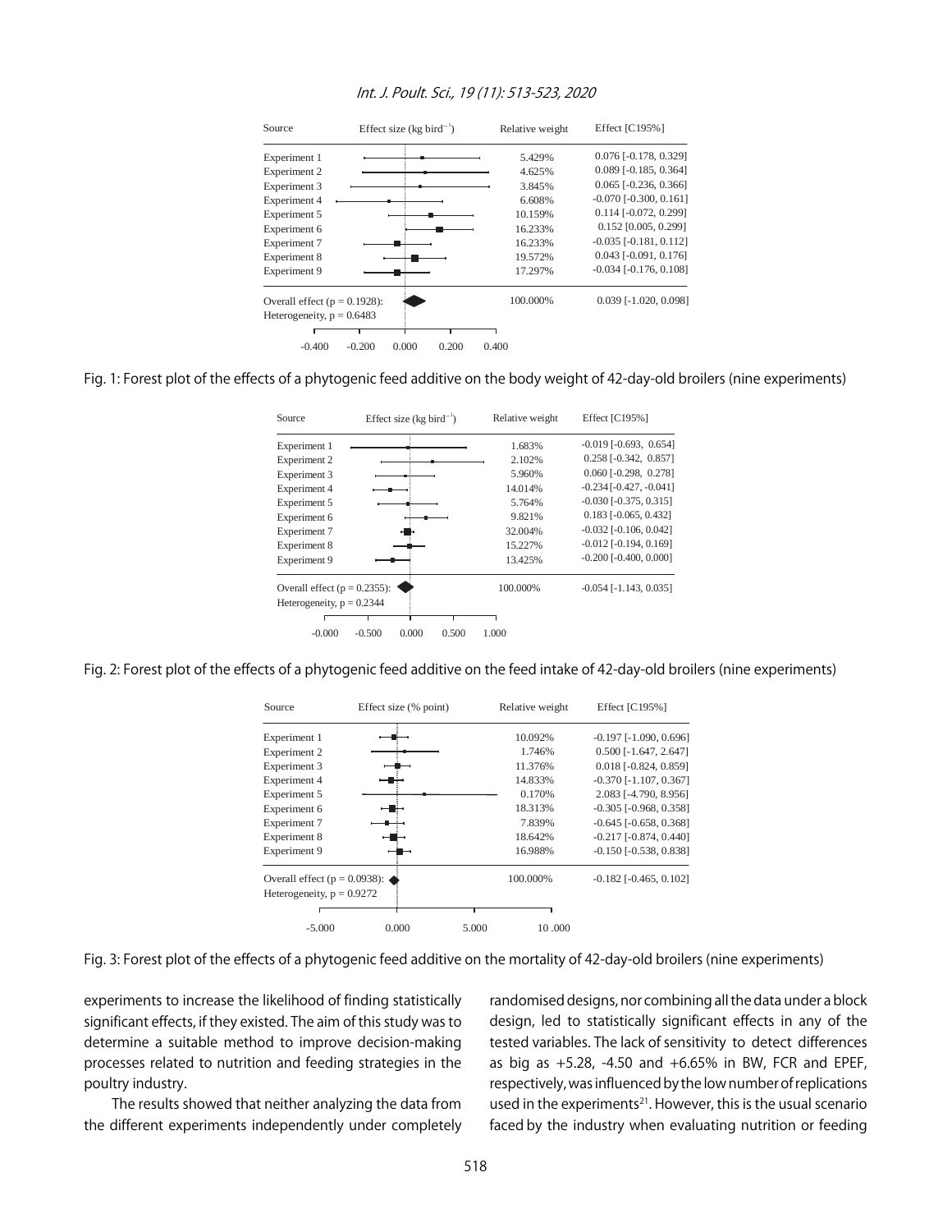| Source | Effect size (kg bird$^{-1}$) | Relative weight | Effect [CI95%] |
|---|---|---|---|
| Experiment 1 | | 5.429% | 0.076 [-0.178, 0.329] |
| Experiment 2 | | 4.625% | 0.089 [-0.185, 0.364] |
| Experiment 3 | | 3.845% | 0.065 [-0.236, 0.366] |
| Experiment 4 | | 6.608% | -0.070 [-0.300, 0.161] |
| Experiment 5 | | 10.159% | 0.114 [-0.072, 0.299] |
| Experiment 6 | | 16.233% | 0.152 [0.005, 0.299] |
| Experiment 7 | | 16.233% | -0.035 [-0.181, 0.112] |
| Experiment 8 | | 19.572% | 0.043 [-0.091, 0.176] |
| Experiment 9 | | 17.297% | -0.034 [-0.176, 0.108] |
| Overall effect (p = 0.1928): Heterogeneity, p = 0.6483 | | 100.000% | 0.039 [-1.020, 0.098] |

Fig. 1: Forest plot of the effects of a phytogenic feed additive on the body weight of 42-day-old broilers (nine experiments)

| Source | Effect size (kg bird$^{-1}$) | Relative weight | Effect [CI95%] |
|---|---|---|---|
| Experiment 1 | | 1.683% | -0.019 [-0.693, 0.654] |
| Experiment 2 | | 2.102% | 0.258 [-0.342, 0.857] |
| Experiment 3 | | 5.960% | 0.060 [-0.298, 0.278] |
| Experiment 4 | | 14.014% | -0.234 [-0.427, -0.041] |
| Experiment 5 | | 5.764% | -0.030 [-0.375, 0.315] |
| Experiment 6 | | 9.821% | 0.183 [-0.065, 0.432] |
| Experiment 7 | | 32.004% | -0.032 [-0.106, 0.042] |
| Experiment 8 | | 15.227% | -0.012 [-0.194, 0.169] |
| Experiment 9 | | 13.425% | -0.200 [-0.400, 0.000] |
| Overall effect (p = 0.2355): Heterogeneity, p = 0.2344 | | 100.000% | -0.054 [-1.143, 0.035] |

Fig. 2: Forest plot of the effects of a phytogenic feed additive on the feed intake of 42-day-old broilers (nine experiments)

| Source | Effect size (% point) | Relative weight | Effect [CI95%] |
|---|---|---|---|
| Experiment 1 | | 10.092% | -0.197 [-1.090, 0.696] |
| Experiment 2 | | 1.746% | 0.500 [-1.647, 2.647] |
| Experiment 3 | | 11.376% | 0.018 [-0.824, 0.859] |
| Experiment 4 | | 14.833% | -0.370 [-1.107, 0.367] |
| Experiment 5 | | 0.170% | 2.083 [-4.790, 8.956] |
| Experiment 6 | | 18.313% | -0.305 [-0.968, 0.358] |
| Experiment 7 | | 7.839% | -0.645 [-0.658, 0.368] |
| Experiment 8 | | 18.642% | -0.217 [-0.874, 0.440] |
| Experiment 9 | | 16.988% | -0.150 [-0.538, 0.838] |
| Overall effect (p = 0.0938): Heterogeneity, p = 0.9272 | | 100.000% | -0.182 [-0.465, 0.102] |

Fig. 3: Forest plot of the effects of a phytogenic feed additive on the mortality of 42-day-old broilers (nine experiments)

experiments to increase the likelihood of finding statistically significant effects, if they existed. The aim of this study was to determine a suitable method to improve decision-making processes related to nutrition and feeding strategies in the poultry industry.

The results showed that neither analyzing the data from the different experiments independently under completely randomised designs, nor combining all the data under a block design, led to statistically significant effects in any of the tested variables. The lack of sensitivity to detect differences as big as +5.28, -4.50 and +6.65% in BW, FCR and EPEF, respectively, was influenced by the low number of replications used in the experiments[21]. However, this is the usual scenario faced by the industry when evaluating nutrition or feeding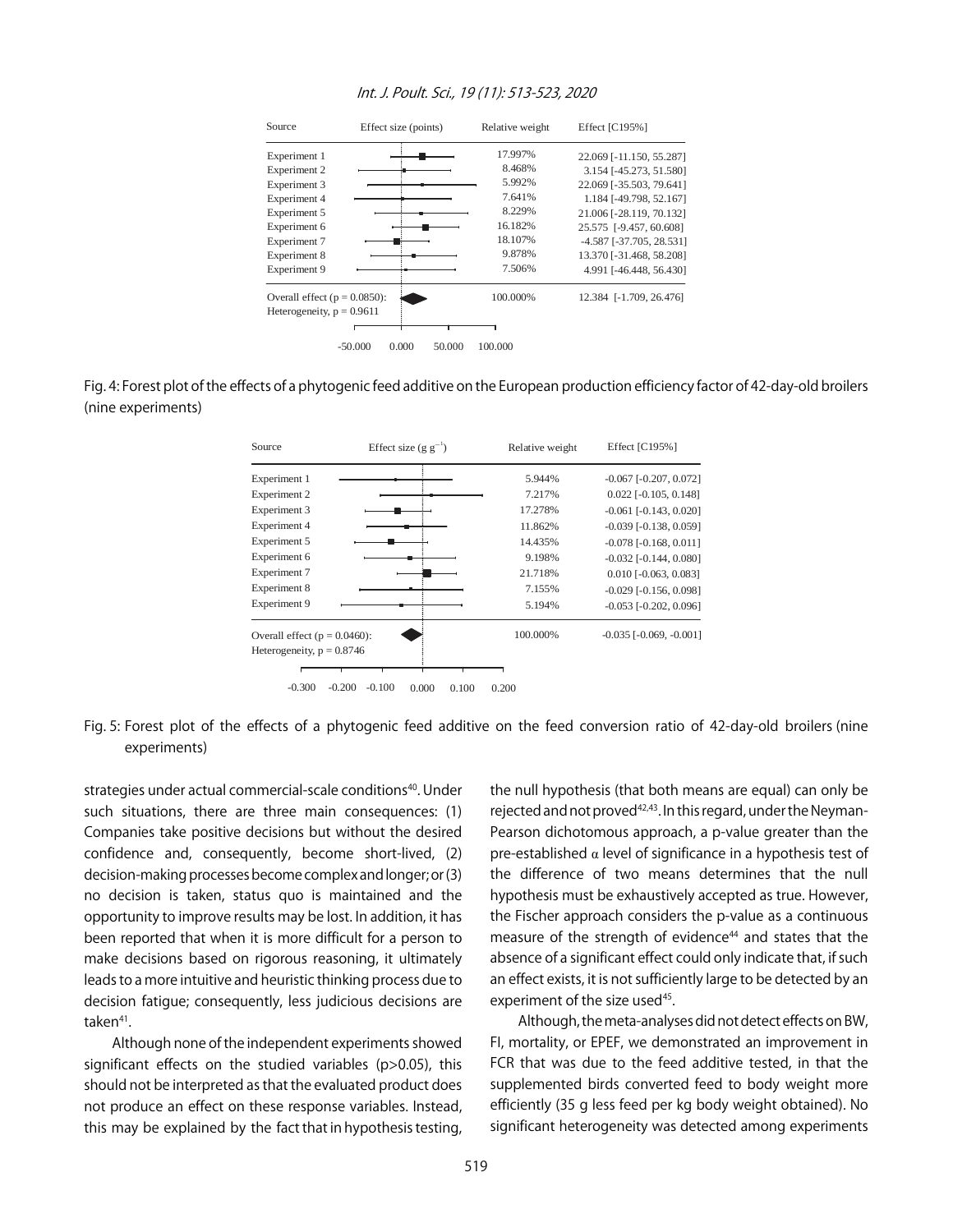| Source | Effect size (points) | Relative weight | Effect [C195%] |
|---|---|---|---|
| Experiment 1 | | 17.997% | 22.069 [-11.150, 55.287] |
| Experiment 2 | | 8.468% | 3.154 [-45.273, 51.580] |
| Experiment 3 | | 5.992% | 22.069 [-35.503, 79.641] |
| Experiment 4 | | 7.641% | 1.184 [-49.798, 52.167] |
| Experiment 5 | | 8.229% | 21.006 [-28.119, 70.132] |
| Experiment 6 | | 16.182% | 25.575 [-9.457, 60.608] |
| Experiment 7 | | 18.107% | -4.587 [-37.705, 28.531] |
| Experiment 8 | | 9.878% | 13.370 [-31.468, 58.208] |
| Experiment 9 | | 7.506% | 4.991 [-46.448, 56.430] |
| Overall effect (p = 0.0850): Heterogeneity, p = 0.9611 | | 100.000% | 12.384 [-1.709, 26.476] |

Fig. 4: Forest plot of the effects of a phytogenic feed additive on the European production efficiency factor of 42-day-old broilers (nine experiments)

| Source | Effect size ($g\ g^{-1}$) | Relative weight | Effect [C195%] |
|---|---|---|---|
| Experiment 1 | | 5.944% | -0.067 [-0.207, 0.072] |
| Experiment 2 | | 7.217% | 0.022 [-0.105, 0.148] |
| Experiment 3 | | 17.278% | -0.061 [-0.143, 0.020] |
| Experiment 4 | | 11.862% | -0.039 [-0.138, 0.059] |
| Experiment 5 | | 14.435% | -0.078 [-0.168, 0.011] |
| Experiment 6 | | 9.198% | -0.032 [-0.144, 0.080] |
| Experiment 7 | | 21.718% | 0.010 [-0.063, 0.083] |
| Experiment 8 | | 7.155% | -0.029 [-0.156, 0.098] |
| Experiment 9 | | 5.194% | -0.053 [-0.202, 0.096] |
| Overall effect (p = 0.0460): Heterogeneity, p = 0.8746 | | 100.000% | -0.035 [-0.069, -0.001] |

Fig. 5: Forest plot of the effects of a phytogenic feed additive on the feed conversion ratio of 42-day-old broilers (nine experiments)

strategies under actual commercial-scale conditions[40]. Under such situations, there are three main consequences: (1) Companies take positive decisions but without the desired confidence and, consequently, become short-lived, (2) decision-making processes become complex and longer; or (3) no decision is taken, status quo is maintained and the opportunity to improve results may be lost. In addition, it has been reported that when it is more difficult for a person to make decisions based on rigorous reasoning, it ultimately leads to a more intuitive and heuristic thinking process due to decision fatigue; consequently, less judicious decisions are taken[41].

Although none of the independent experiments showed significant effects on the studied variables (p>0.05), this should not be interpreted as that the evaluated product does not produce an effect on these response variables. Instead, this may be explained by the fact that in hypothesis testing, the null hypothesis (that both means are equal) can only be rejected and not proved[42,43]. In this regard, under the Neyman-Pearson dichotomous approach, a p-value greater than the pre-established $\alpha$ level of significance in a hypothesis test of the difference of two means determines that the null hypothesis must be exhaustively accepted as true. However, the Fischer approach considers the p-value as a continuous measure of the strength of evidence[44] and states that the absence of a significant effect could only indicate that, if such an effect exists, it is not sufficiently large to be detected by an experiment of the size used[45].

Although, the meta-analyses did not detect effects on BW, FI, mortality, or EPEF, we demonstrated an improvement in FCR that was due to the feed additive tested, in that the supplemented birds converted feed to body weight more efficiently (35 g less feed per kg body weight obtained). No significant heterogeneity was detected among experiments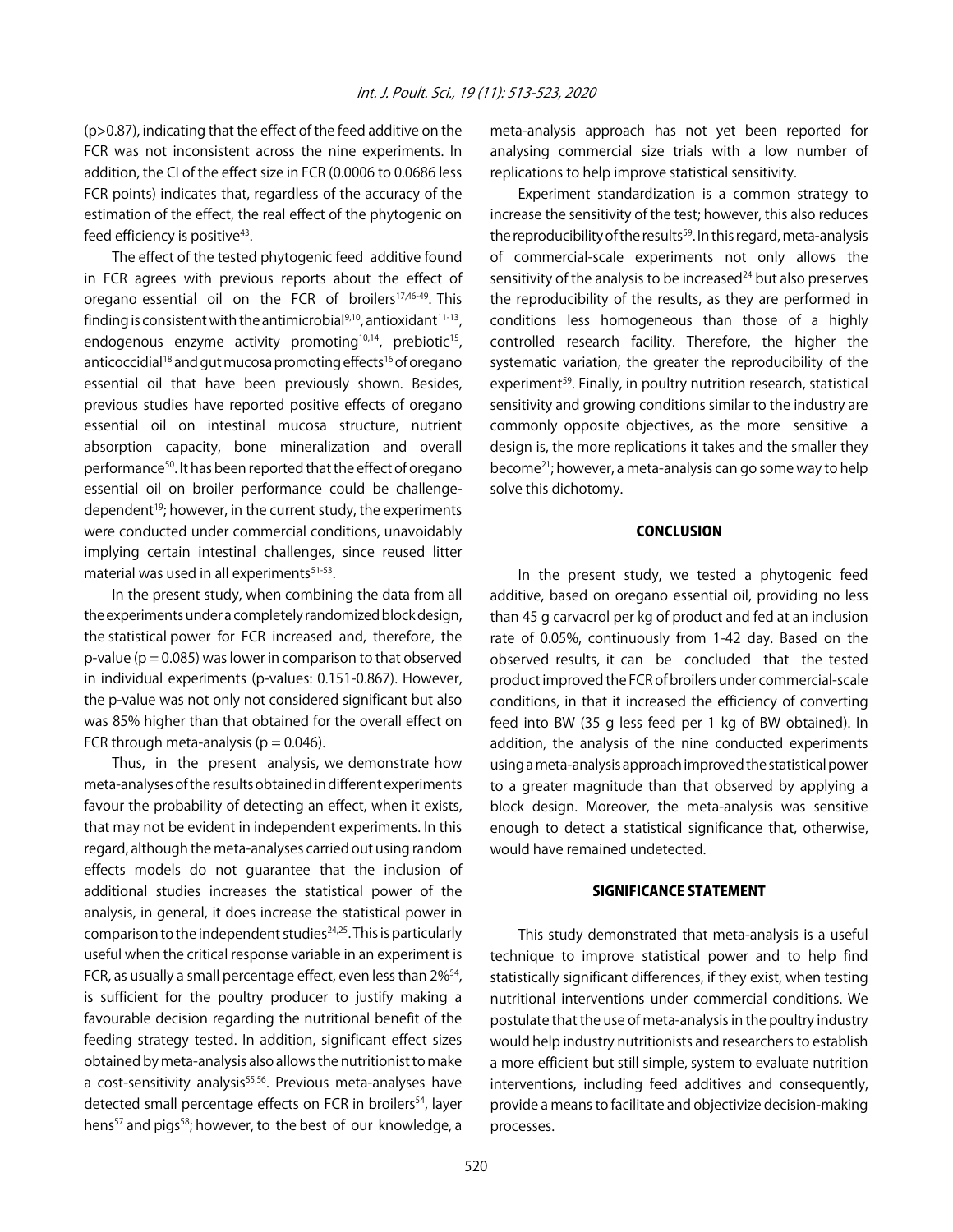($p > 0.87$), indicating that the effect of the feed additive on the FCR was not inconsistent across the nine experiments. In addition, the CI of the effect size in FCR (0.0006 to 0.0686 less FCR points) indicates that, regardless of the accuracy of the estimation of the effect, the real effect of the phytogenic on feed efficiency is positive[43].

The effect of the tested phytogenic feed additive found in FCR agrees with previous reports about the effect of oregano essential oil on the FCR of broilers[17,46-49]. This finding is consistent with the antimicrobial[9,10], antioxidant[11-13], endogenous enzyme activity promoting[10,14], prebiotic[15], anticoccidial[18] and gut mucosa promoting effects[16] of oregano essential oil that have been previously shown. Besides, previous studies have reported positive effects of oregano essential oil on intestinal mucosa structure, nutrient absorption capacity, bone mineralization and overall performance[50]. It has been reported that the effect of oregano essential oil on broiler performance could be challenge-dependent[19]; however, in the current study, the experiments were conducted under commercial conditions, unavoidably implying certain intestinal challenges, since reused litter material was used in all experiments[51-53].

In the present study, when combining the data from all the experiments under a completely randomized block design, the statistical power for FCR increased and, therefore, the p-value ($p = 0.085$) was lower in comparison to that observed in individual experiments (p-values: 0.151-0.867). However, the p-value was not only not considered significant but also was 85% higher than that obtained for the overall effect on FCR through meta-analysis ($p = 0.046$).

Thus, in the present analysis, we demonstrate how meta-analyses of the results obtained in different experiments favour the probability of detecting an effect, when it exists, that may not be evident in independent experiments. In this regard, although the meta-analyses carried out using random effects models do not guarantee that the inclusion of additional studies increases the statistical power of the analysis, in general, it does increase the statistical power in comparison to the independent studies[24,25]. This is particularly useful when the critical response variable in an experiment is FCR, as usually a small percentage effect, even less than 2%[54], is sufficient for the poultry producer to justify making a favourable decision regarding the nutritional benefit of the feeding strategy tested. In addition, significant effect sizes obtained by meta-analysis also allows the nutritionist to make a cost-sensitivity analysis[55,56]. Previous meta-analyses have detected small percentage effects on FCR in broilers[54], layer hens[57] and pigs[58]; however, to the best of our knowledge, a meta-analysis approach has not yet been reported for analysing commercial size trials with a low number of replications to help improve statistical sensitivity.

Experiment standardization is a common strategy to increase the sensitivity of the test; however, this also reduces the reproducibility of the results[59]. In this regard, meta-analysis of commercial-scale experiments not only allows the sensitivity of the analysis to be increased[24] but also preserves the reproducibility of the results, as they are performed in conditions less homogeneous than those of a highly controlled research facility. Therefore, the higher the systematic variation, the greater the reproducibility of the experiment[59]. Finally, in poultry nutrition research, statistical sensitivity and growing conditions similar to the industry are commonly opposite objectives, as the more sensitive a design is, the more replications it takes and the smaller they become[21]; however, a meta-analysis can go some way to help solve this dichotomy.

## CONCLUSION

In the present study, we tested a phytogenic feed additive, based on oregano essential oil, providing no less than 45 g carvacrol per kg of product and fed at an inclusion rate of 0.05%, continuously from 1-42 day. Based on the observed results, it can be concluded that the tested product improved the FCR of broilers under commercial-scale conditions, in that it increased the efficiency of converting feed into BW (35 g less feed per 1 kg of BW obtained). In addition, the analysis of the nine conducted experiments using a meta-analysis approach improved the statistical power to a greater magnitude than that observed by applying a block design. Moreover, the meta-analysis was sensitive enough to detect a statistical significance that, otherwise, would have remained undetected.

## SIGNIFICANCE STATEMENT

This study demonstrated that meta-analysis is a useful technique to improve statistical power and to help find statistically significant differences, if they exist, when testing nutritional interventions under commercial conditions. We postulate that the use of meta-analysis in the poultry industry would help industry nutritionists and researchers to establish a more efficient but still simple, system to evaluate nutrition interventions, including feed additives and consequently, provide a means to facilitate and objectivize decision-making processes.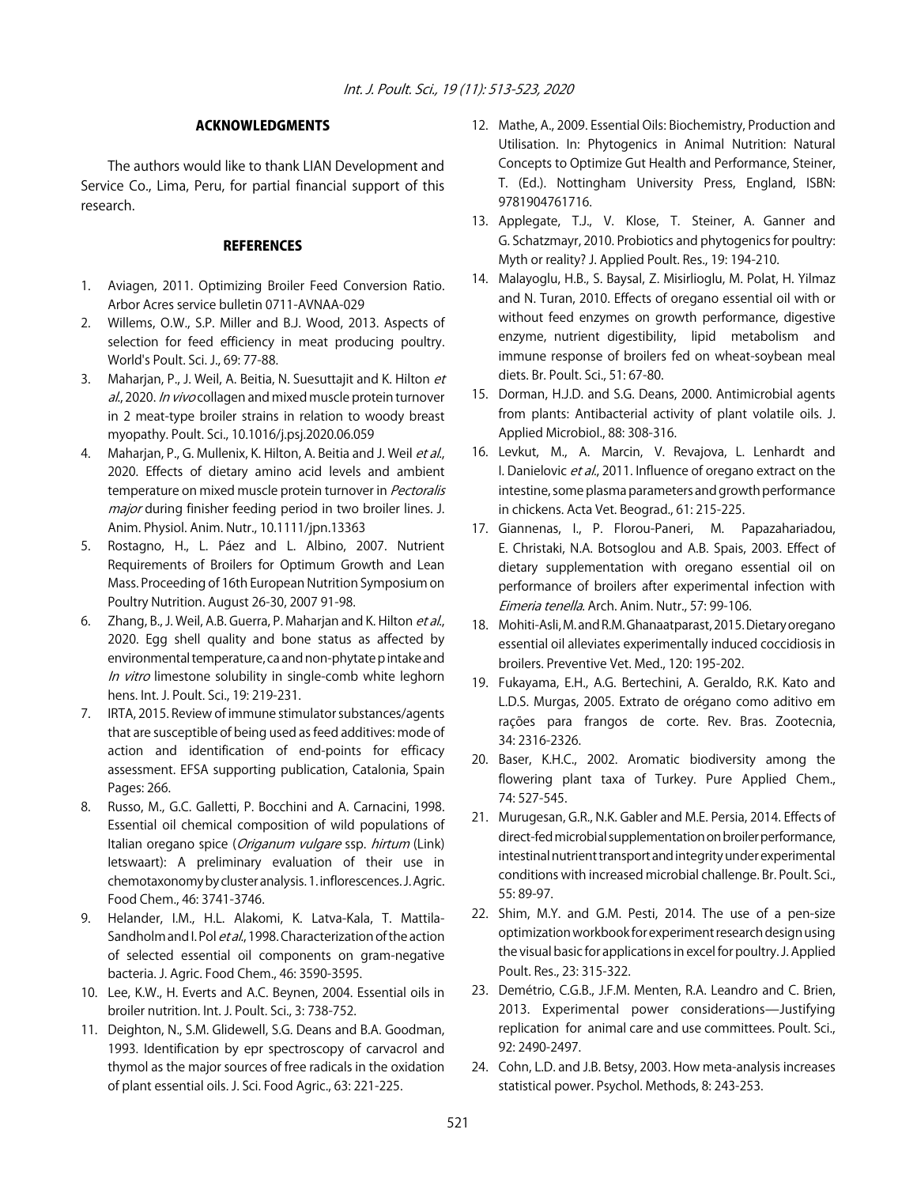## ACKNOWLEDGMENTS

The authors would like to thank LIAN Development and Service Co., Lima, Peru, for partial financial support of this research.

## REFERENCES

1. Aviagen, 2011. Optimizing Broiler Feed Conversion Ratio. Arbor Acres service bulletin 0711-AVNAA-029
2. Willems, O.W., S.P. Miller and B.J. Wood, 2013. Aspects of selection for feed efficiency in meat producing poultry. World's Poult. Sci. J., 69: 77-88.
3. Maharjan, P., J. Weil, A. Beitia, N. Suesuttajit and K. Hilton *et al*., 2020. *In vivo* collagen and mixed muscle protein turnover in 2 meat-type broiler strains in relation to woody breast myopathy. Poult. Sci., 10.1016/j.psj.2020.06.059
4. Maharjan, P., G. Mullenix, K. Hilton, A. Beitia and J. Weil *et al*., 2020. Effects of dietary amino acid levels and ambient temperature on mixed muscle protein turnover in *Pectoralis major* during finisher feeding period in two broiler lines. J. Anim. Physiol. Anim. Nutr., 10.1111/jpn.13363
5. Rostagno, H., L. Páez and L. Albino, 2007. Nutrient Requirements of Broilers for Optimum Growth and Lean Mass. Proceeding of 16th European Nutrition Symposium on Poultry Nutrition. August 26-30, 2007 91-98.
6. Zhang, B., J. Weil, A.B. Guerra, P. Maharjan and K. Hilton *et al*., 2020. Egg shell quality and bone status as affected by environmental temperature, ca and non-phytate p intake and *In vitro* limestone solubility in single-comb white leghorn hens. Int. J. Poult. Sci., 19: 219-231.
7. IRTA, 2015. Review of immune stimulator substances/agents that are susceptible of being used as feed additives: mode of action and identification of end-points for efficacy assessment. EFSA supporting publication, Catalonia, Spain Pages: 266.
8. Russo, M., G.C. Galletti, P. Bocchini and A. Carnacini, 1998. Essential oil chemical composition of wild populations of Italian oregano spice (*Origanum vulgare* ssp. *hirtum* (Link) Ietswaart): A preliminary evaluation of their use in chemotaxonomy by cluster analysis. 1. inflorescences. J. Agric. Food Chem., 46: 3741-3746.
9. Helander, I.M., H.L. Alakomi, K. Latva-Kala, T. Mattila-Sandholm and I. Pol *et al*., 1998. Characterization of the action of selected essential oil components on gram-negative bacteria. J. Agric. Food Chem., 46: 3590-3595.
10. Lee, K.W., H. Everts and A.C. Beynen, 2004. Essential oils in broiler nutrition. Int. J. Poult. Sci., 3: 738-752.
11. Deighton, N., S.M. Glidewell, S.G. Deans and B.A. Goodman, 1993. Identification by epr spectroscopy of carvacrol and thymol as the major sources of free radicals in the oxidation of plant essential oils. J. Sci. Food Agric., 63: 221-225.
12. Mathe, A., 2009. Essential Oils: Biochemistry, Production and Utilisation. In: Phytogenics in Animal Nutrition: Natural Concepts to Optimize Gut Health and Performance, Steiner, T. (Ed.). Nottingham University Press, England, ISBN: 9781904761716.
13. Applegate, T.J., V. Klose, T. Steiner, A. Ganner and G. Schatzmayr, 2010. Probiotics and phytogenics for poultry: Myth or reality? J. Applied Poult. Res., 19: 194-210.
14. Malayoglu, H.B., S. Baysal, Z. Misirlioglu, M. Polat, H. Yilmaz and N. Turan, 2010. Effects of oregano essential oil with or without feed enzymes on growth performance, digestive enzyme, nutrient digestibility, lipid metabolism and immune response of broilers fed on wheat-soybean meal diets. Br. Poult. Sci., 51: 67-80.
15. Dorman, H.J.D. and S.G. Deans, 2000. Antimicrobial agents from plants: Antibacterial activity of plant volatile oils. J. Applied Microbiol., 88: 308-316.
16. Levkut, M., A. Marcin, V. Revajova, L. Lenhardt and I. Danielovic *et al*., 2011. Influence of oregano extract on the intestine, some plasma parameters and growth performance in chickens. Acta Vet. Beograd., 61: 215-225.
17. Giannenas, I., P. Florou-Paneri, M. Papazahariadou, E. Christaki, N.A. Botsoglou and A.B. Spais, 2003. Effect of dietary supplementation with oregano essential oil on performance of broilers after experimental infection with *Eimeria tenella*. Arch. Anim. Nutr., 57: 99-106.
18. Mohiti-Asli, M. and R.M. Ghanaatparast, 2015. Dietary oregano essential oil alleviates experimentally induced coccidiosis in broilers. Preventive Vet. Med., 120: 195-202.
19. Fukayama, E.H., A.G. Bertechini, A. Geraldo, R.K. Kato and L.D.S. Murgas, 2005. Extrato de orégano como aditivo em rações para frangos de corte. Rev. Bras. Zootecnia, 34: 2316-2326.
20. Baser, K.H.C., 2002. Aromatic biodiversity among the flowering plant taxa of Turkey. Pure Applied Chem., 74: 527-545.
21. Murugesan, G.R., N.K. Gabler and M.E. Persia, 2014. Effects of direct-fed microbial supplementation on broiler performance, intestinal nutrient transport and integrity under experimental conditions with increased microbial challenge. Br. Poult. Sci., 55: 89-97.
22. Shim, M.Y. and G.M. Pesti, 2014. The use of a pen-size optimization workbook for experiment research design using the visual basic for applications in excel for poultry. J. Applied Poult. Res., 23: 315-322.
23. Demétrio, C.G.B., J.F.M. Menten, R.A. Leandro and C. Brien, 2013. Experimental power considerations—Justifying replication for animal care and use committees. Poult. Sci., 92: 2490-2497.
24. Cohn, L.D. and J.B. Betsy, 2003. How meta-analysis increases statistical power. Psychol. Methods, 8: 243-253.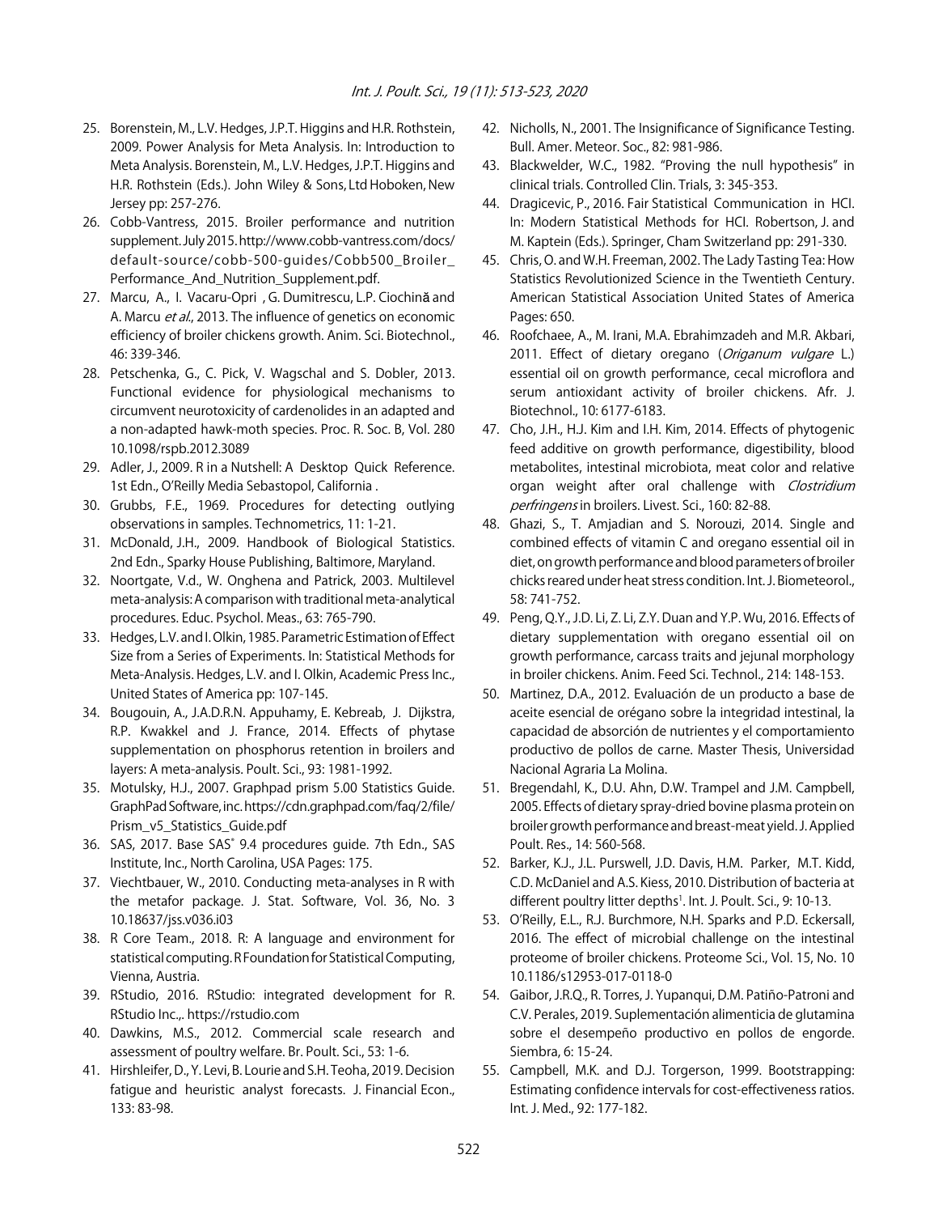25. Borenstein, M., L.V. Hedges, J.P.T. Higgins and H.R. Rothstein, 2009. Power Analysis for Meta Analysis. In: Introduction to Meta Analysis. Borenstein, M., L.V. Hedges, J.P.T. Higgins and H.R. Rothstein (Eds.). John Wiley & Sons, Ltd Hoboken, New Jersey pp: 257-276.
26. Cobb-Vantress, 2015. Broiler performance and nutrition supplement. July 2015. http://www.cobb-vantress.com/docs/default-source/cobb-500-guides/Cobb500_Broiler_Performance_And_Nutrition_Supplement.pdf.
27. Marcu, A., I. Vacaru-Opri , G. Dumitrescu, L.P. Ciochină and A. Marcu *et al*., 2013. The influence of genetics on economic efficiency of broiler chickens growth. Anim. Sci. Biotechnol., 46: 339-346.
28. Petschenka, G., C. Pick, V. Wagschal and S. Dobler, 2013. Functional evidence for physiological mechanisms to circumvent neurotoxicity of cardenolides in an adapted and a non-adapted hawk-moth species. Proc. R. Soc. B, Vol. 280 10.1098/rspb.2012.3089
29. Adler, J., 2009. R in a Nutshell: A Desktop Quick Reference. 1st Edn., O'Reilly Media Sebastopol, California .
30. Grubbs, F.E., 1969. Procedures for detecting outlying observations in samples. Technometrics, 11: 1-21.
31. McDonald, J.H., 2009. Handbook of Biological Statistics. 2nd Edn., Sparky House Publishing, Baltimore, Maryland.
32. Noortgate, V.d., W. Onghena and Patrick, 2003. Multilevel meta-analysis: A comparison with traditional meta-analytical procedures. Educ. Psychol. Meas., 63: 765-790.
33. Hedges, L.V. and I. Olkin, 1985. Parametric Estimation of Effect Size from a Series of Experiments. In: Statistical Methods for Meta-Analysis. Hedges, L.V. and I. Olkin, Academic Press Inc., United States of America pp: 107-145.
34. Bougouin, A., J.A.D.R.N. Appuhamy, E. Kebreab, J. Dijkstra, R.P. Kwakkel and J. France, 2014. Effects of phytase supplementation on phosphorus retention in broilers and layers: A meta-analysis. Poult. Sci., 93: 1981-1992.
35. Motulsky, H.J., 2007. Graphpad prism 5.00 Statistics Guide. GraphPad Software, inc. https://cdn.graphpad.com/faq/2/file/Prism_v5_Statistics_Guide.pdf
36. SAS, 2017. Base SAS® 9.4 procedures guide. 7th Edn., SAS Institute, Inc., North Carolina, USA Pages: 175.
37. Viechtbauer, W., 2010. Conducting meta-analyses in R with the metafor package. J. Stat. Software, Vol. 36, No. 3 10.18637/jss.v036.i03
38. R Core Team., 2018. R: A language and environment for statistical computing. R Foundation for Statistical Computing, Vienna, Austria.
39. RStudio, 2016. RStudio: integrated development for R. RStudio Inc.,. https://rstudio.com
40. Dawkins, M.S., 2012. Commercial scale research and assessment of poultry welfare. Br. Poult. Sci., 53: 1-6.
41. Hirshleifer, D., Y. Levi, B. Lourie and S.H. Teoha, 2019. Decision fatigue and heuristic analyst forecasts. J. Financial Econ., 133: 83-98.
42. Nicholls, N., 2001. The Insignificance of Significance Testing. Bull. Amer. Meteor. Soc., 82: 981-986.
43. Blackwelder, W.C., 1982. "Proving the null hypothesis" in clinical trials. Controlled Clin. Trials, 3: 345-353.
44. Dragicevic, P., 2016. Fair Statistical Communication in HCI. In: Modern Statistical Methods for HCI. Robertson, J. and M. Kaptein (Eds.). Springer, Cham Switzerland pp: 291-330.
45. Chris, O. and W.H. Freeman, 2002. The Lady Tasting Tea: How Statistics Revolutionized Science in the Twentieth Century. American Statistical Association United States of America Pages: 650.
46. Roofchaee, A., M. Irani, M.A. Ebrahimzadeh and M.R. Akbari, 2011. Effect of dietary oregano (*Origanum vulgare* L.) essential oil on growth performance, cecal microflora and serum antioxidant activity of broiler chickens. Afr. J. Biotechnol., 10: 6177-6183.
47. Cho, J.H., H.J. Kim and I.H. Kim, 2014. Effects of phytogenic feed additive on growth performance, digestibility, blood metabolites, intestinal microbiota, meat color and relative organ weight after oral challenge with *Clostridium perfringens* in broilers. Livest. Sci., 160: 82-88.
48. Ghazi, S., T. Amjadian and S. Norouzi, 2014. Single and combined effects of vitamin C and oregano essential oil in diet, on growth performance and blood parameters of broiler chicks reared under heat stress condition. Int. J. Biometeorol., 58: 741-752.
49. Peng, Q.Y., J.D. Li, Z. Li, Z.Y. Duan and Y.P. Wu, 2016. Effects of dietary supplementation with oregano essential oil on growth performance, carcass traits and jejunal morphology in broiler chickens. Anim. Feed Sci. Technol., 214: 148-153.
50. Martinez, D.A., 2012. Evaluación de un producto a base de aceite esencial de orégano sobre la integridad intestinal, la capacidad de absorción de nutrientes y el comportamiento productivo de pollos de carne. Master Thesis, Universidad Nacional Agraria La Molina.
51. Bregendahl, K., D.U. Ahn, D.W. Trampel and J.M. Campbell, 2005. Effects of dietary spray-dried bovine plasma protein on broiler growth performance and breast-meat yield. J. Applied Poult. Res., 14: 560-568.
52. Barker, K.J., J.L. Purswell, J.D. Davis, H.M. Parker, M.T. Kidd, C.D. McDaniel and A.S. Kiess, 2010. Distribution of bacteria at different poultry litter depths[1]. Int. J. Poult. Sci., 9: 10-13.
53. O'Reilly, E.L., R.J. Burchmore, N.H. Sparks and P.D. Eckersall, 2016. The effect of microbial challenge on the intestinal proteome of broiler chickens. Proteome Sci., Vol. 15, No. 10 10.1186/s12953-017-0118-0
54. Gaibor, J.R.Q., R. Torres, J. Yupanqui, D.M. Patiño-Patroni and C.V. Perales, 2019. Suplementación alimenticia de glutamina sobre el desempeño productivo en pollos de engorde. Siembra, 6: 15-24.
55. Campbell, M.K. and D.J. Torgerson, 1999. Bootstrapping: Estimating confidence intervals for cost-effectiveness ratios. Int. J. Med., 92: 177-182.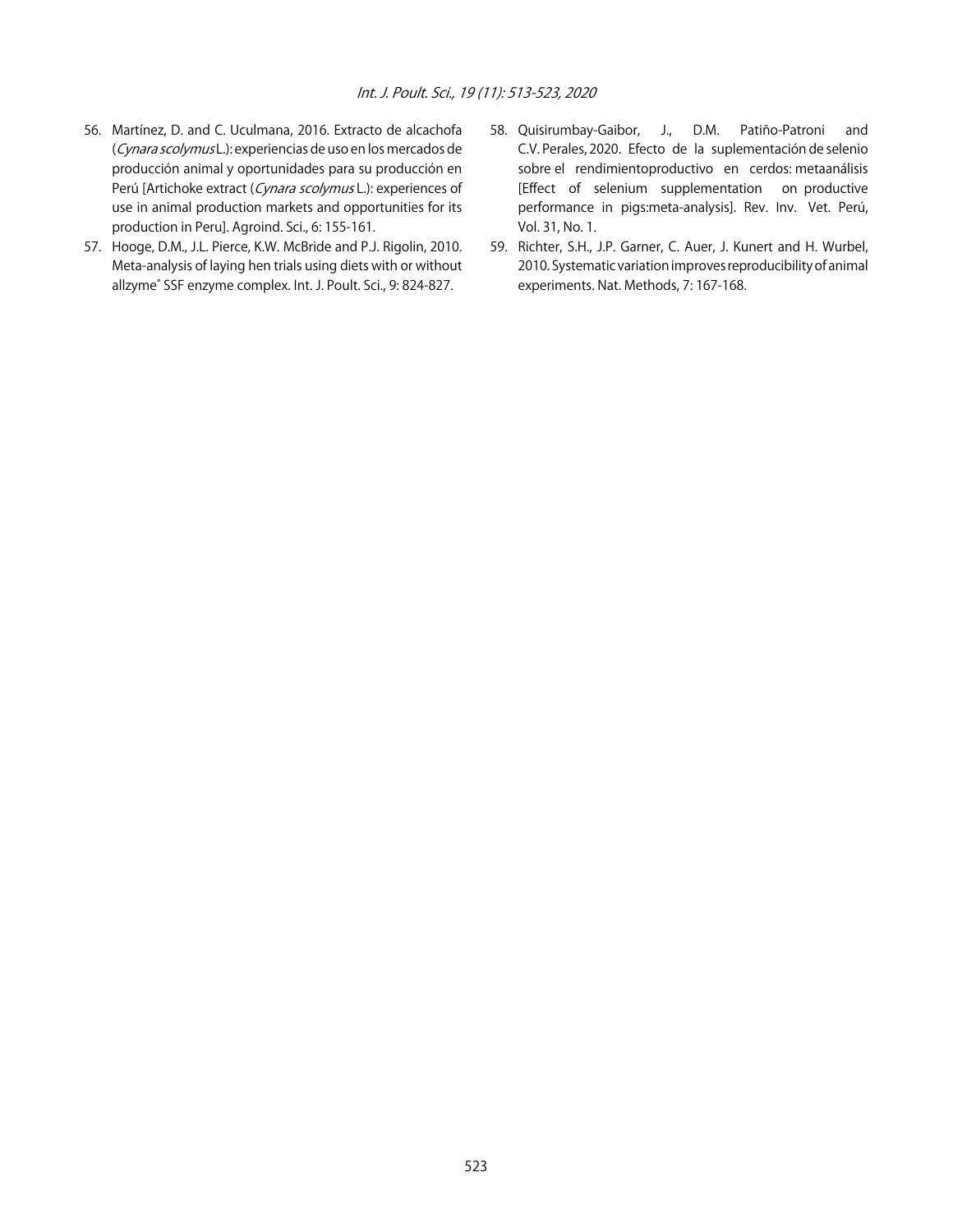56. Martínez, D. and C. Uculmana, 2016. Extracto de alcachofa (*Cynara scolymus* L.): experiencias de uso en los mercados de producción animal y oportunidades para su producción en Perú [Artichoke extract (*Cynara scolymus* L.): experiences of use in animal production markets and opportunities for its production in Peru]. Agroind. Sci., 6: 155-161.
57. Hooge, D.M., J.L. Pierce, K.W. McBride and P.J. Rigolin, 2010. Meta-analysis of laying hen trials using diets with or without allzyme® SSF enzyme complex. Int. J. Poult. Sci., 9: 824-827.
58. Quisirumbay-Gaibor, J., D.M. Patiño-Patroni and C.V. Perales, 2020. Efecto de la suplementación de selenio sobre el rendimientoproductivo en cerdos: metaanálisis [Effect of selenium supplementation on productive performance in pigs:meta-analysis]. Rev. Inv. Vet. Perú, Vol. 31, No. 1.
59. Richter, S.H., J.P. Garner, C. Auer, J. Kunert and H. Wurbel, 2010. Systematic variation improves reproducibility of animal experiments. Nat. Methods, 7: 167-168.